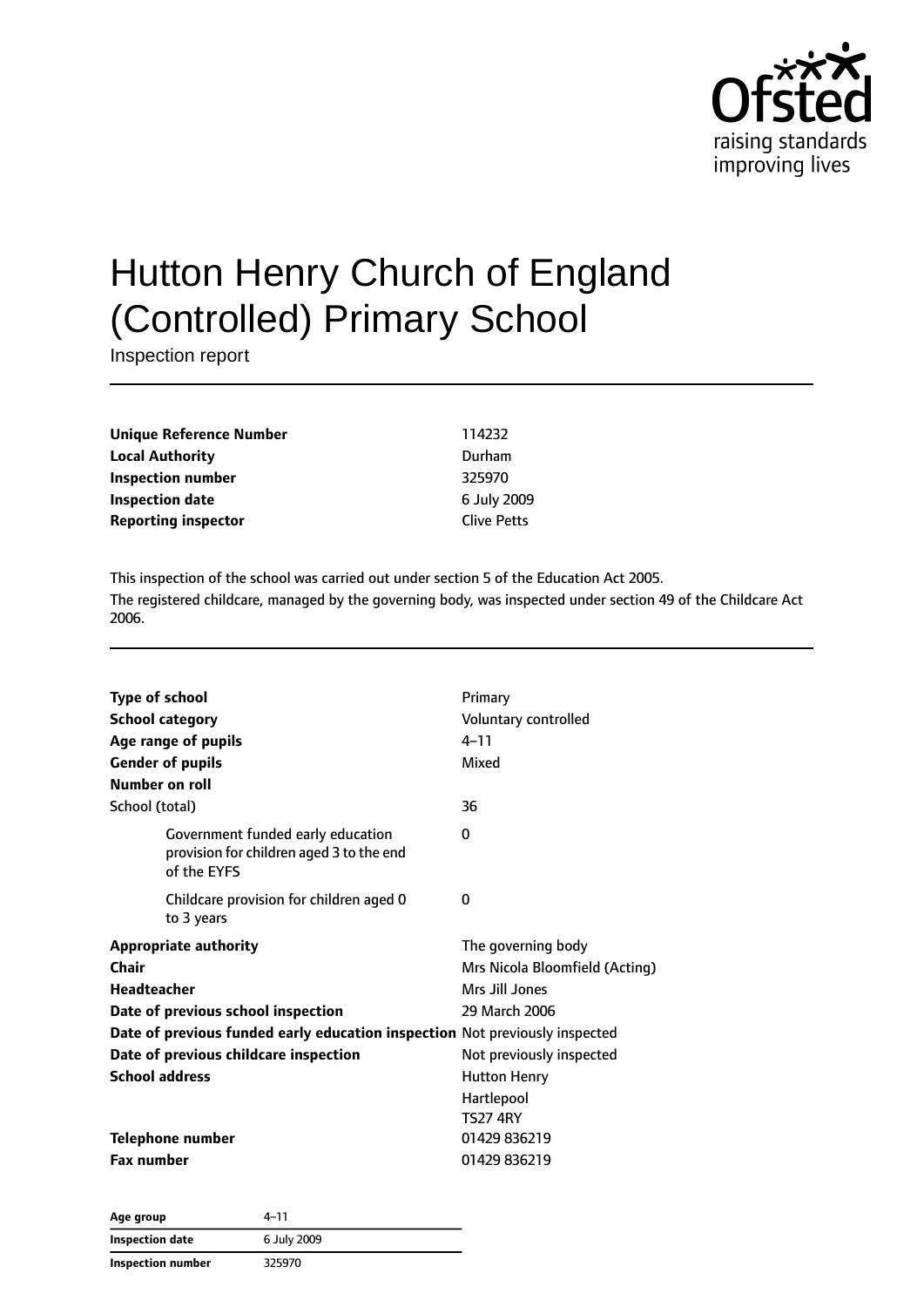# Hutton Henry Church of England (Controlled) Primary School

Inspection report

| | |
|---|---|
| **Unique Reference Number** | 114232 |
| **Local Authority** | Durham |
| **Inspection number** | 325970 |
| **Inspection date** | 6 July 2009 |
| **Reporting inspector** | Clive Petts |

This inspection of the school was carried out under section 5 of the Education Act 2005.

The registered childcare, managed by the governing body, was inspected under section 49 of the Childcare Act 2006.

| | |
|---|---|
| **Type of school** | Primary |
| **School category** | Voluntary controlled |
| **Age range of pupils** | 4–11 |
| **Gender of pupils** | Mixed |
| **Number on roll** | |
| School (total) | 36 |
| Government funded early education provision for children aged 3 to the end of the EYFS | 0 |
| Childcare provision for children aged 0 to 3 years | 0 |
| **Appropriate authority** | The governing body |
| **Chair** | Mrs Nicola Bloomfield (Acting) |
| **Headteacher** | Mrs Jill Jones |
| **Date of previous school inspection** | 29 March 2006 |
| **Date of previous funded early education inspection** | Not previously inspected |
| **Date of previous childcare inspection** | Not previously inspected |
| **School address** | Hutton Henry<br>Hartlepool<br>TS27 4RY |
| **Telephone number** | 01429 836219 |
| **Fax number** | 01429 836219 |

| | |
|---|---|
| **Age group** | 4–11 |
| **Inspection date** | 6 July 2009 |
| **Inspection number** | 325970 |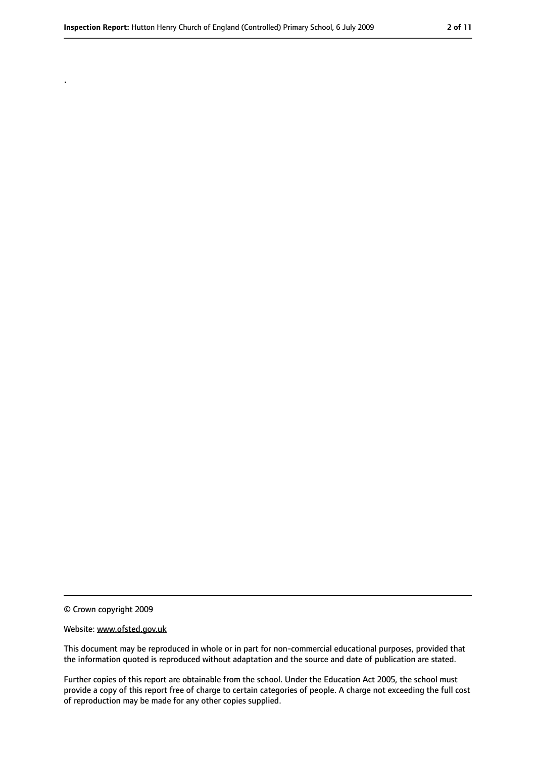.

© Crown copyright 2009

Website: www.ofsted.gov.uk

This document may be reproduced in whole or in part for non-commercial educational purposes, provided that the information quoted is reproduced without adaptation and the source and date of publication are stated.

Further copies of this report are obtainable from the school. Under the Education Act 2005, the school must provide a copy of this report free of charge to certain categories of people. A charge not exceeding the full cost of reproduction may be made for any other copies supplied.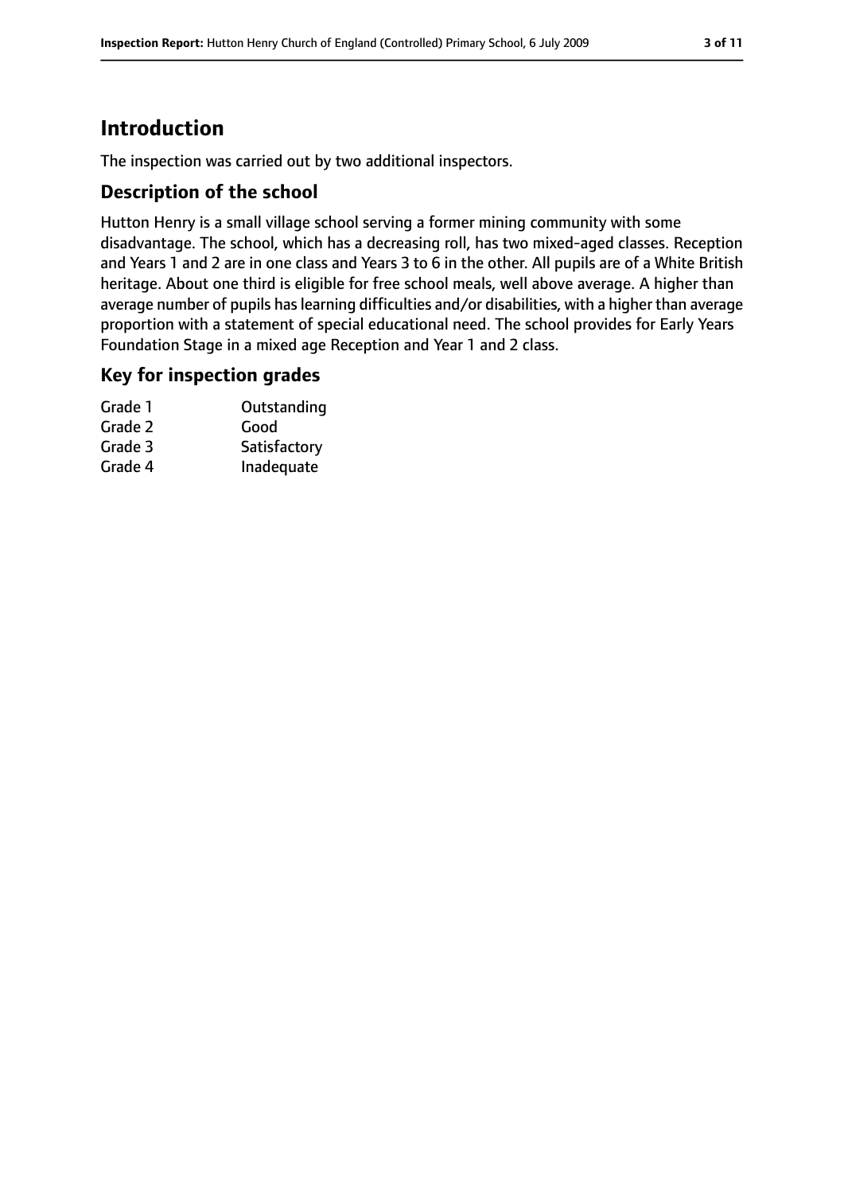## Introduction

The inspection was carried out by two additional inspectors.

### Description of the school

Hutton Henry is a small village school serving a former mining community with some disadvantage. The school, which has a decreasing roll, has two mixed-aged classes. Reception and Years 1 and 2 are in one class and Years 3 to 6 in the other. All pupils are of a White British heritage. About one third is eligible for free school meals, well above average. A higher than average number of pupils has learning difficulties and/or disabilities, with a higher than average proportion with a statement of special educational need. The school provides for Early Years Foundation Stage in a mixed age Reception and Year 1 and 2 class.

### Key for inspection grades

| | |
|---|---|
| Grade 1 | Outstanding |
| Grade 2 | Good |
| Grade 3 | Satisfactory |
| Grade 4 | Inadequate |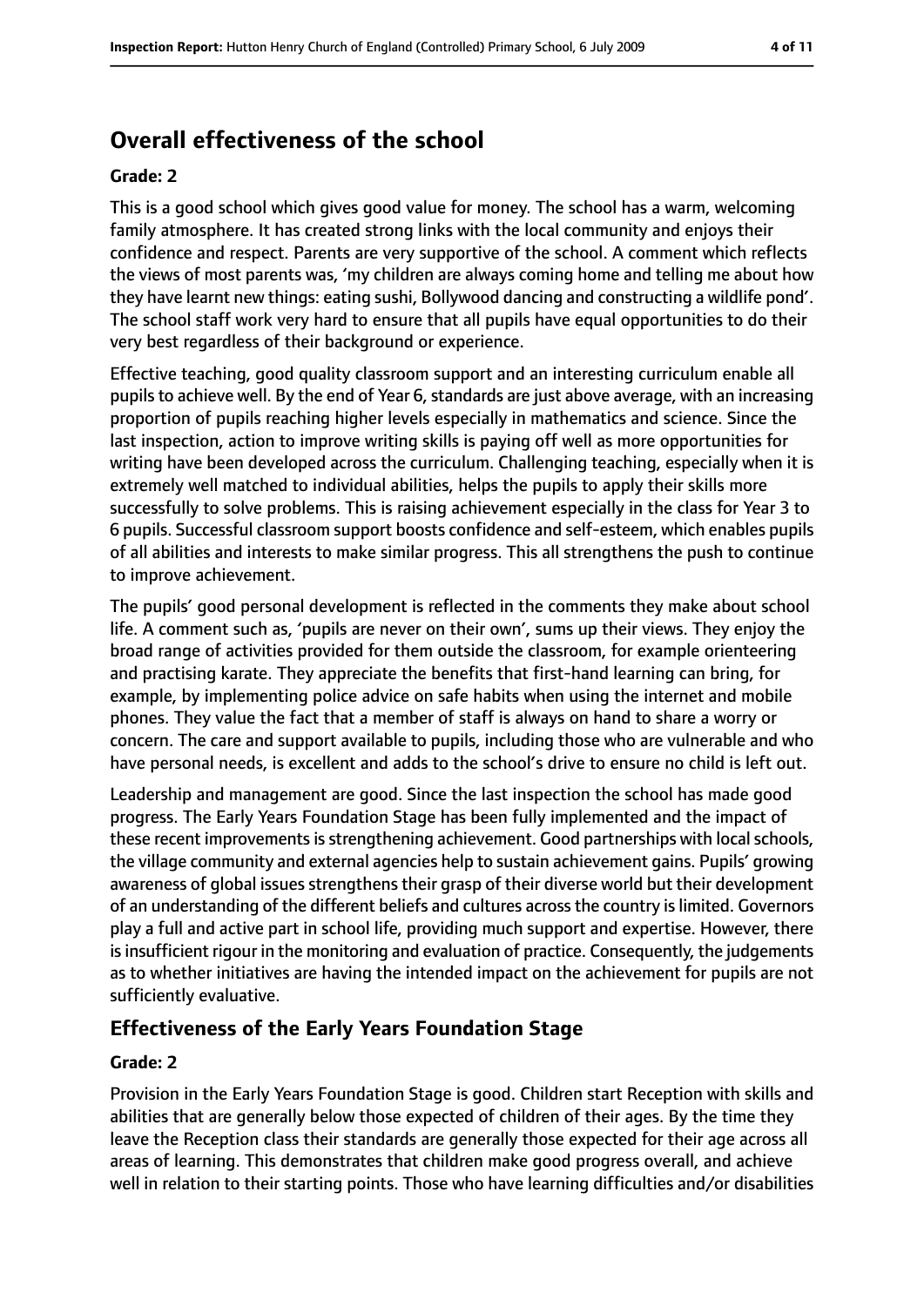## Overall effectiveness of the school

**Grade: 2**

This is a good school which gives good value for money. The school has a warm, welcoming family atmosphere. It has created strong links with the local community and enjoys their confidence and respect. Parents are very supportive of the school. A comment which reflects the views of most parents was, 'my children are always coming home and telling me about how they have learnt new things: eating sushi, Bollywood dancing and constructing a wildlife pond'. The school staff work very hard to ensure that all pupils have equal opportunities to do their very best regardless of their background or experience.

Effective teaching, good quality classroom support and an interesting curriculum enable all pupils to achieve well. By the end of Year 6, standards are just above average, with an increasing proportion of pupils reaching higher levels especially in mathematics and science. Since the last inspection, action to improve writing skills is paying off well as more opportunities for writing have been developed across the curriculum. Challenging teaching, especially when it is extremely well matched to individual abilities, helps the pupils to apply their skills more successfully to solve problems. This is raising achievement especially in the class for Year 3 to 6 pupils. Successful classroom support boosts confidence and self-esteem, which enables pupils of all abilities and interests to make similar progress. This all strengthens the push to continue to improve achievement.

The pupils' good personal development is reflected in the comments they make about school life. A comment such as, 'pupils are never on their own', sums up their views. They enjoy the broad range of activities provided for them outside the classroom, for example orienteering and practising karate. They appreciate the benefits that first-hand learning can bring, for example, by implementing police advice on safe habits when using the internet and mobile phones. They value the fact that a member of staff is always on hand to share a worry or concern. The care and support available to pupils, including those who are vulnerable and who have personal needs, is excellent and adds to the school's drive to ensure no child is left out.

Leadership and management are good. Since the last inspection the school has made good progress. The Early Years Foundation Stage has been fully implemented and the impact of these recent improvements is strengthening achievement. Good partnerships with local schools, the village community and external agencies help to sustain achievement gains. Pupils' growing awareness of global issues strengthens their grasp of their diverse world but their development of an understanding of the different beliefs and cultures across the country is limited. Governors play a full and active part in school life, providing much support and expertise. However, there is insufficient rigour in the monitoring and evaluation of practice. Consequently, the judgements as to whether initiatives are having the intended impact on the achievement for pupils are not sufficiently evaluative.

### Effectiveness of the Early Years Foundation Stage

**Grade: 2**

Provision in the Early Years Foundation Stage is good. Children start Reception with skills and abilities that are generally below those expected of children of their ages. By the time they leave the Reception class their standards are generally those expected for their age across all areas of learning. This demonstrates that children make good progress overall, and achieve well in relation to their starting points. Those who have learning difficulties and/or disabilities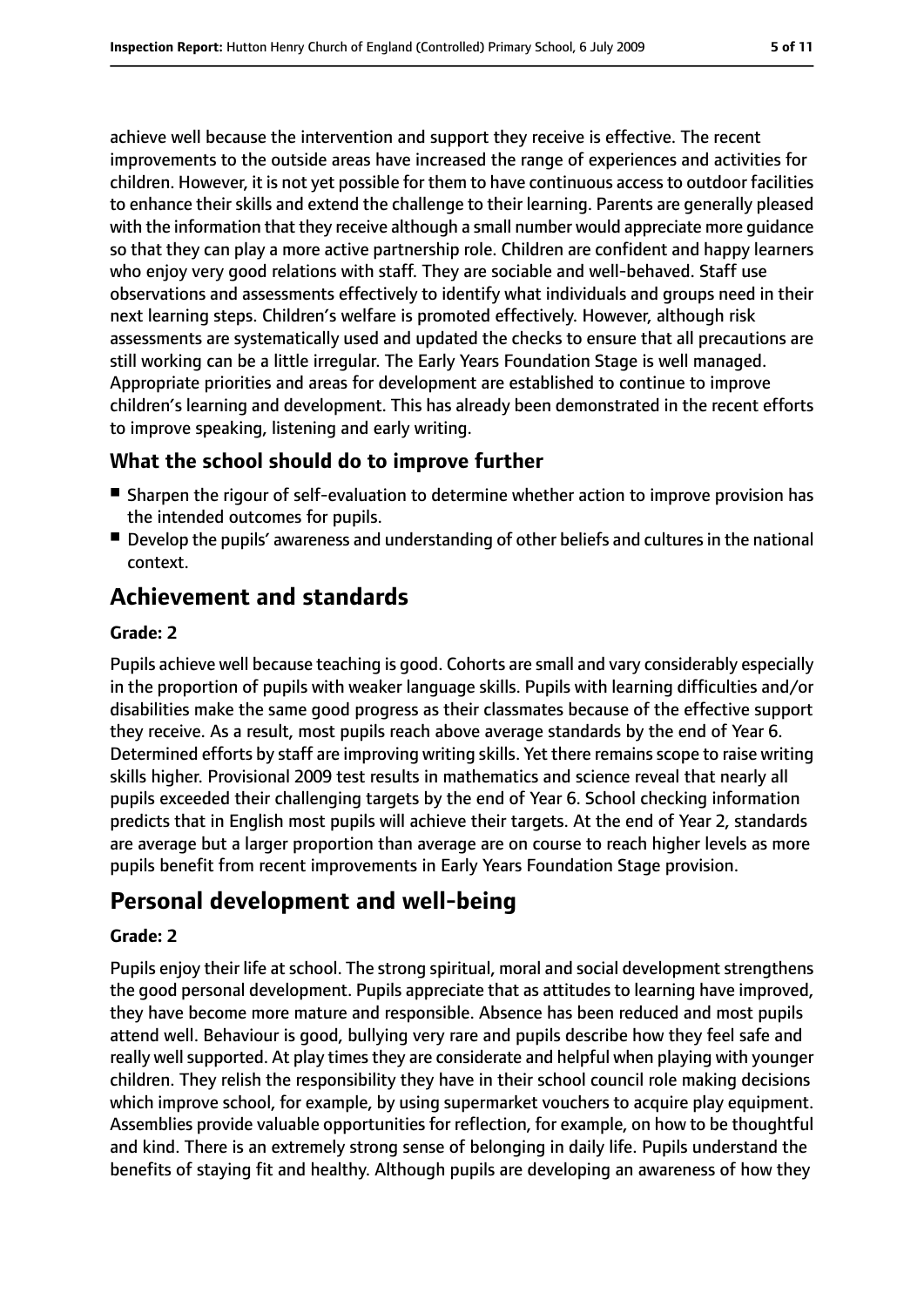achieve well because the intervention and support they receive is effective. The recent improvements to the outside areas have increased the range of experiences and activities for children. However, it is not yet possible for them to have continuous access to outdoor facilities to enhance their skills and extend the challenge to their learning. Parents are generally pleased with the information that they receive although a small number would appreciate more guidance so that they can play a more active partnership role. Children are confident and happy learners who enjoy very good relations with staff. They are sociable and well-behaved. Staff use observations and assessments effectively to identify what individuals and groups need in their next learning steps. Children's welfare is promoted effectively. However, although risk assessments are systematically used and updated the checks to ensure that all precautions are still working can be a little irregular. The Early Years Foundation Stage is well managed. Appropriate priorities and areas for development are established to continue to improve children's learning and development. This has already been demonstrated in the recent efforts to improve speaking, listening and early writing.

### What the school should do to improve further

- Sharpen the rigour of self-evaluation to determine whether action to improve provision has the intended outcomes for pupils.
- Develop the pupils' awareness and understanding of other beliefs and cultures in the national context.

## Achievement and standards

#### Grade: 2

Pupils achieve well because teaching is good. Cohorts are small and vary considerably especially in the proportion of pupils with weaker language skills. Pupils with learning difficulties and/or disabilities make the same good progress as their classmates because of the effective support they receive. As a result, most pupils reach above average standards by the end of Year 6. Determined efforts by staff are improving writing skills. Yet there remains scope to raise writing skills higher. Provisional 2009 test results in mathematics and science reveal that nearly all pupils exceeded their challenging targets by the end of Year 6. School checking information predicts that in English most pupils will achieve their targets. At the end of Year 2, standards are average but a larger proportion than average are on course to reach higher levels as more pupils benefit from recent improvements in Early Years Foundation Stage provision.

## Personal development and well-being

#### Grade: 2

Pupils enjoy their life at school. The strong spiritual, moral and social development strengthens the good personal development. Pupils appreciate that as attitudes to learning have improved, they have become more mature and responsible. Absence has been reduced and most pupils attend well. Behaviour is good, bullying very rare and pupils describe how they feel safe and really well supported. At play times they are considerate and helpful when playing with younger children. They relish the responsibility they have in their school council role making decisions which improve school, for example, by using supermarket vouchers to acquire play equipment. Assemblies provide valuable opportunities for reflection, for example, on how to be thoughtful and kind. There is an extremely strong sense of belonging in daily life. Pupils understand the benefits of staying fit and healthy. Although pupils are developing an awareness of how they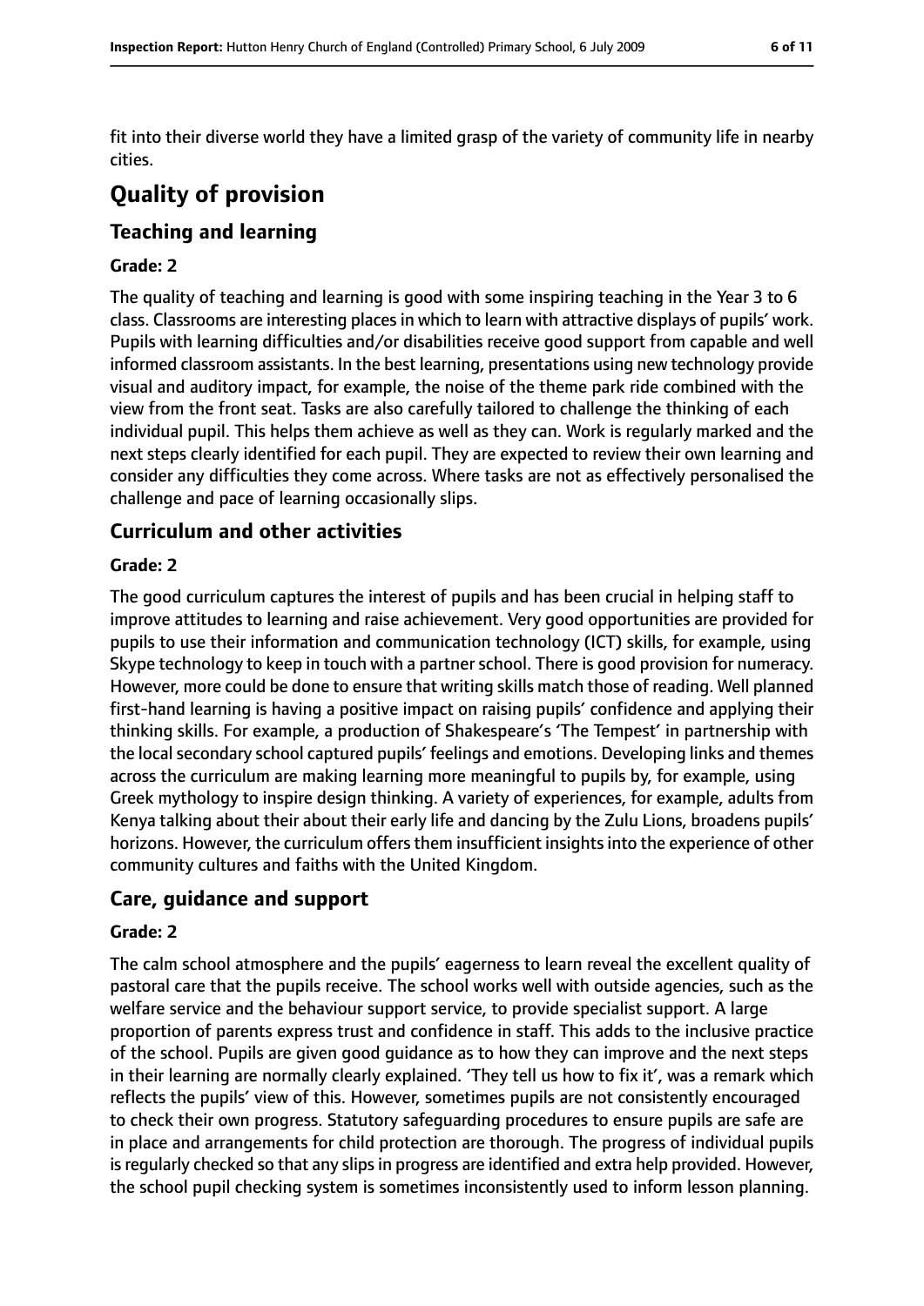fit into their diverse world they have a limited grasp of the variety of community life in nearby cities.

# Quality of provision

## Teaching and learning

### Grade: 2

The quality of teaching and learning is good with some inspiring teaching in the Year 3 to 6 class. Classrooms are interesting places in which to learn with attractive displays of pupils' work. Pupils with learning difficulties and/or disabilities receive good support from capable and well informed classroom assistants. In the best learning, presentations using new technology provide visual and auditory impact, for example, the noise of the theme park ride combined with the view from the front seat. Tasks are also carefully tailored to challenge the thinking of each individual pupil. This helps them achieve as well as they can. Work is regularly marked and the next steps clearly identified for each pupil. They are expected to review their own learning and consider any difficulties they come across. Where tasks are not as effectively personalised the challenge and pace of learning occasionally slips.

## Curriculum and other activities

### Grade: 2

The good curriculum captures the interest of pupils and has been crucial in helping staff to improve attitudes to learning and raise achievement. Very good opportunities are provided for pupils to use their information and communication technology (ICT) skills, for example, using Skype technology to keep in touch with a partner school. There is good provision for numeracy. However, more could be done to ensure that writing skills match those of reading. Well planned first-hand learning is having a positive impact on raising pupils' confidence and applying their thinking skills. For example, a production of Shakespeare's 'The Tempest' in partnership with the local secondary school captured pupils' feelings and emotions. Developing links and themes across the curriculum are making learning more meaningful to pupils by, for example, using Greek mythology to inspire design thinking. A variety of experiences, for example, adults from Kenya talking about their about their early life and dancing by the Zulu Lions, broadens pupils' horizons. However, the curriculum offers them insufficient insights into the experience of other community cultures and faiths with the United Kingdom.

## Care, guidance and support

### Grade: 2

The calm school atmosphere and the pupils' eagerness to learn reveal the excellent quality of pastoral care that the pupils receive. The school works well with outside agencies, such as the welfare service and the behaviour support service, to provide specialist support. A large proportion of parents express trust and confidence in staff. This adds to the inclusive practice of the school. Pupils are given good guidance as to how they can improve and the next steps in their learning are normally clearly explained. 'They tell us how to fix it', was a remark which reflects the pupils' view of this. However, sometimes pupils are not consistently encouraged to check their own progress. Statutory safeguarding procedures to ensure pupils are safe are in place and arrangements for child protection are thorough. The progress of individual pupils is regularly checked so that any slips in progress are identified and extra help provided. However, the school pupil checking system is sometimes inconsistently used to inform lesson planning.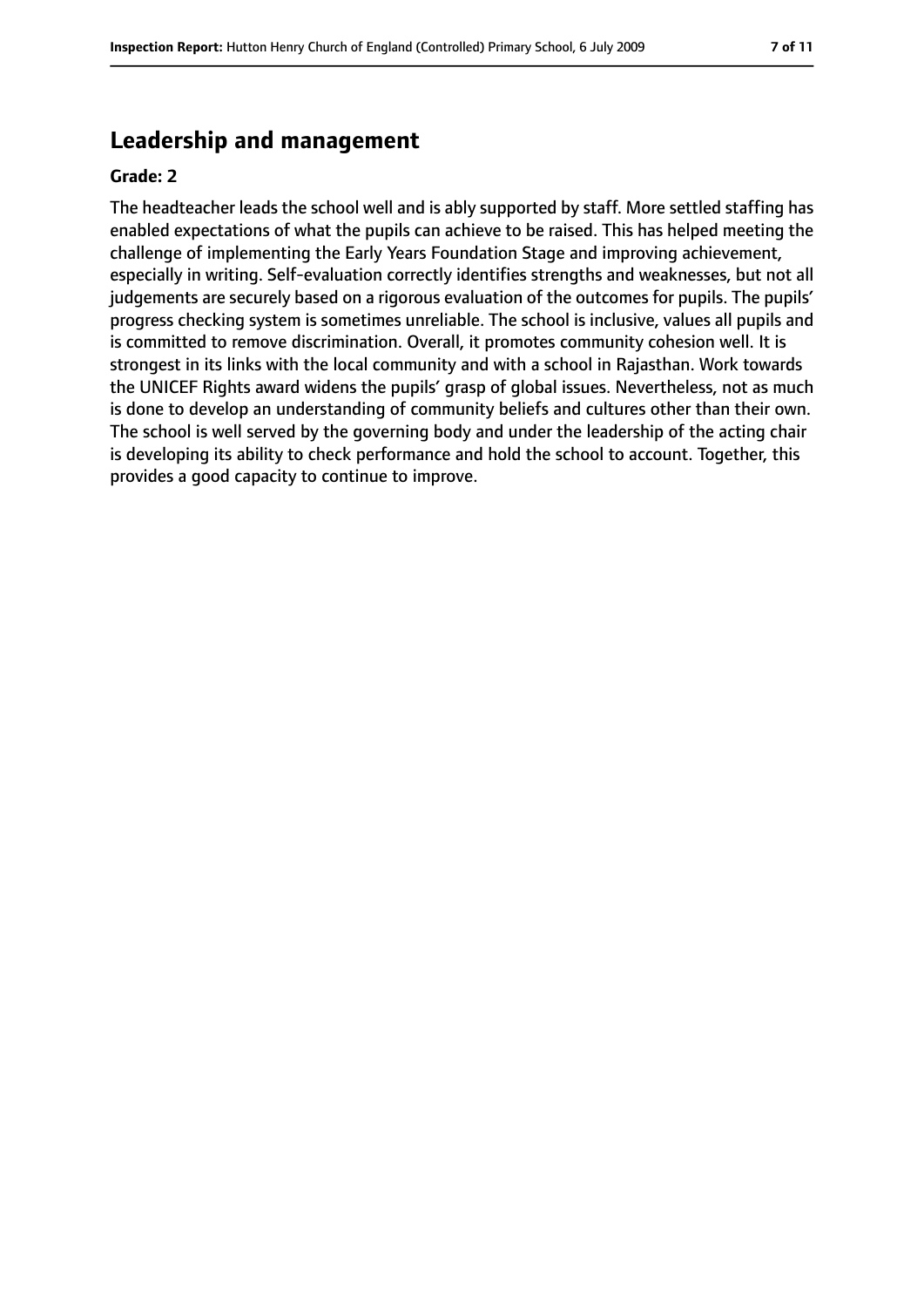## Leadership and management

**Grade: 2**

The headteacher leads the school well and is ably supported by staff. More settled staffing has enabled expectations of what the pupils can achieve to be raised. This has helped meeting the challenge of implementing the Early Years Foundation Stage and improving achievement, especially in writing. Self-evaluation correctly identifies strengths and weaknesses, but not all judgements are securely based on a rigorous evaluation of the outcomes for pupils. The pupils' progress checking system is sometimes unreliable. The school is inclusive, values all pupils and is committed to remove discrimination. Overall, it promotes community cohesion well. It is strongest in its links with the local community and with a school in Rajasthan. Work towards the UNICEF Rights award widens the pupils' grasp of global issues. Nevertheless, not as much is done to develop an understanding of community beliefs and cultures other than their own. The school is well served by the governing body and under the leadership of the acting chair is developing its ability to check performance and hold the school to account. Together, this provides a good capacity to continue to improve.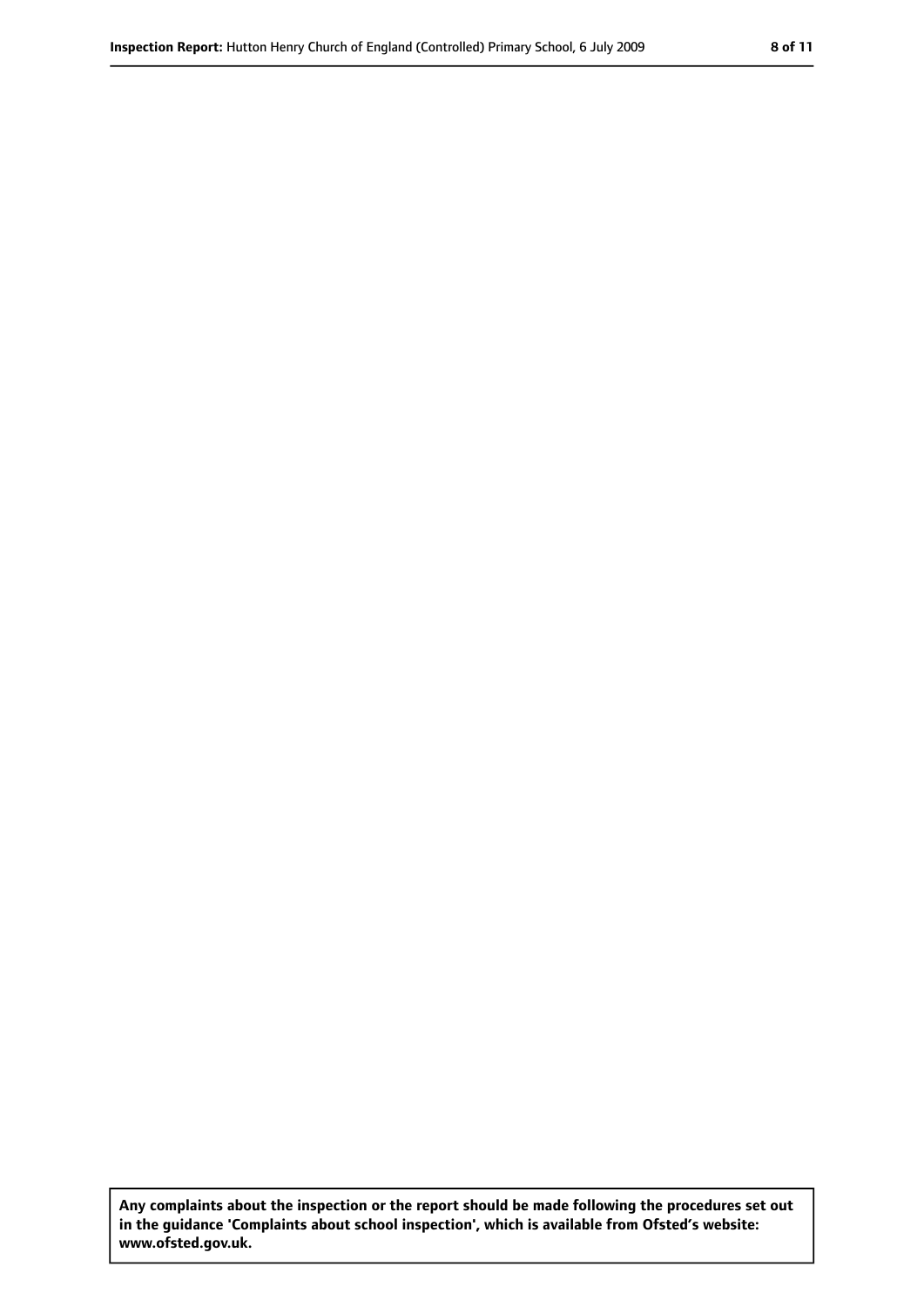**Any complaints about the inspection or the report should be made following the procedures set out in the guidance 'Complaints about school inspection', which is available from Ofsted's website: www.ofsted.gov.uk.**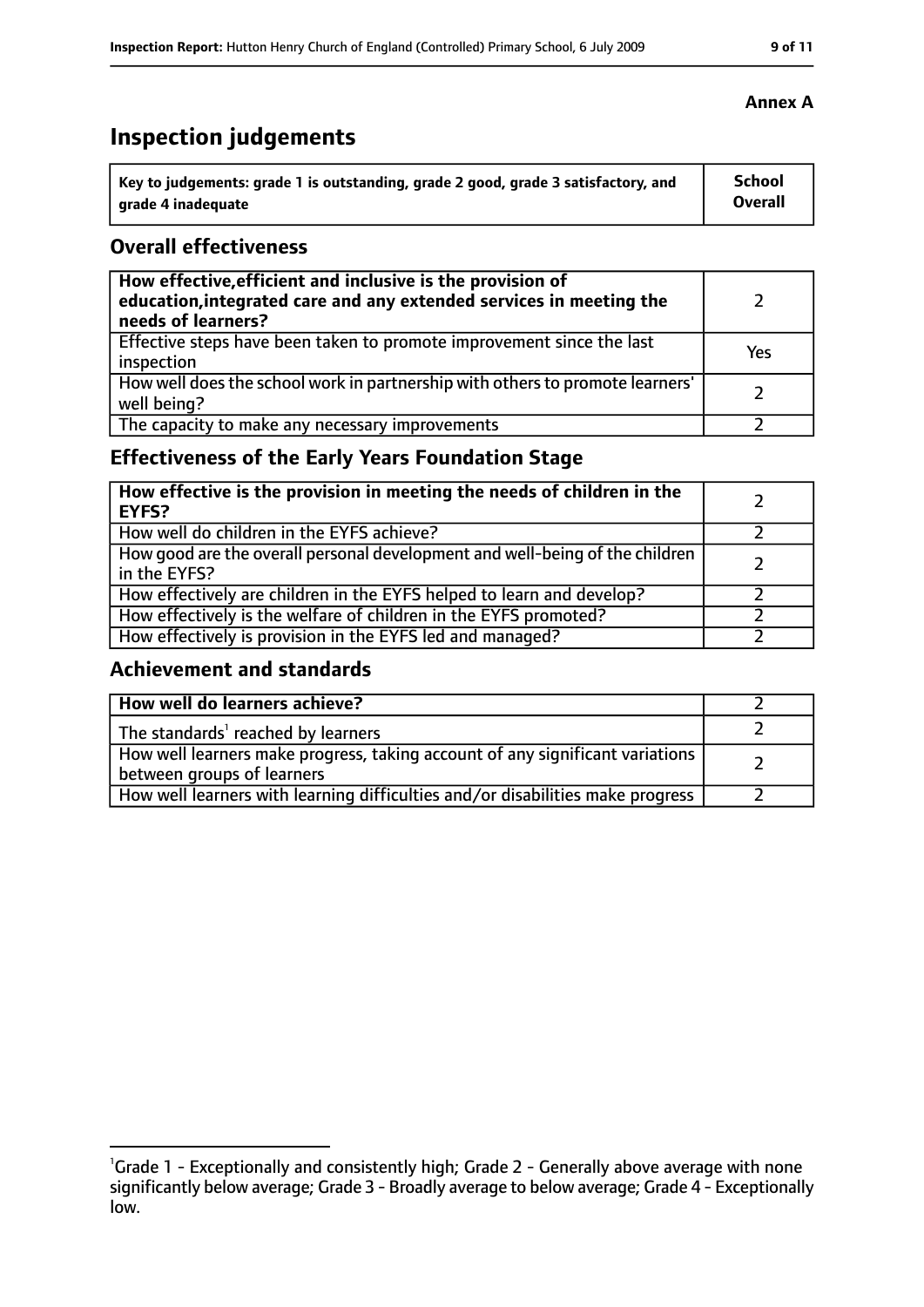**Annex A**

# Inspection judgements

| Key to judgements: grade 1 is outstanding, grade 2 good, grade 3 satisfactory, and grade 4 inadequate | School Overall |
|---|---|

## Overall effectiveness

| | |
|---|---|
| **How effective, efficient and inclusive is the provision of education, integrated care and any extended services in meeting the needs of learners?** | 2 |
| Effective steps have been taken to promote improvement since the last inspection | Yes |
| How well does the school work in partnership with others to promote learners' well being? | 2 |
| The capacity to make any necessary improvements | 2 |

## Effectiveness of the Early Years Foundation Stage

| | |
|---|---|
| **How effective is the provision in meeting the needs of children in the EYFS?** | 2 |
| How well do children in the EYFS achieve? | 2 |
| How good are the overall personal development and well-being of the children in the EYFS? | 2 |
| How effectively are children in the EYFS helped to learn and develop? | 2 |
| How effectively is the welfare of children in the EYFS promoted? | 2 |
| How effectively is provision in the EYFS led and managed? | 2 |

## Achievement and standards

| | |
|---|---|
| **How well do learners achieve?** | 2 |
| The standards[1] reached by learners | 2 |
| How well learners make progress, taking account of any significant variations between groups of learners | 2 |
| How well learners with learning difficulties and/or disabilities make progress | 2 |

[1]Grade 1 - Exceptionally and consistently high; Grade 2 - Generally above average with none significantly below average; Grade 3 - Broadly average to below average; Grade 4 - Exceptionally low.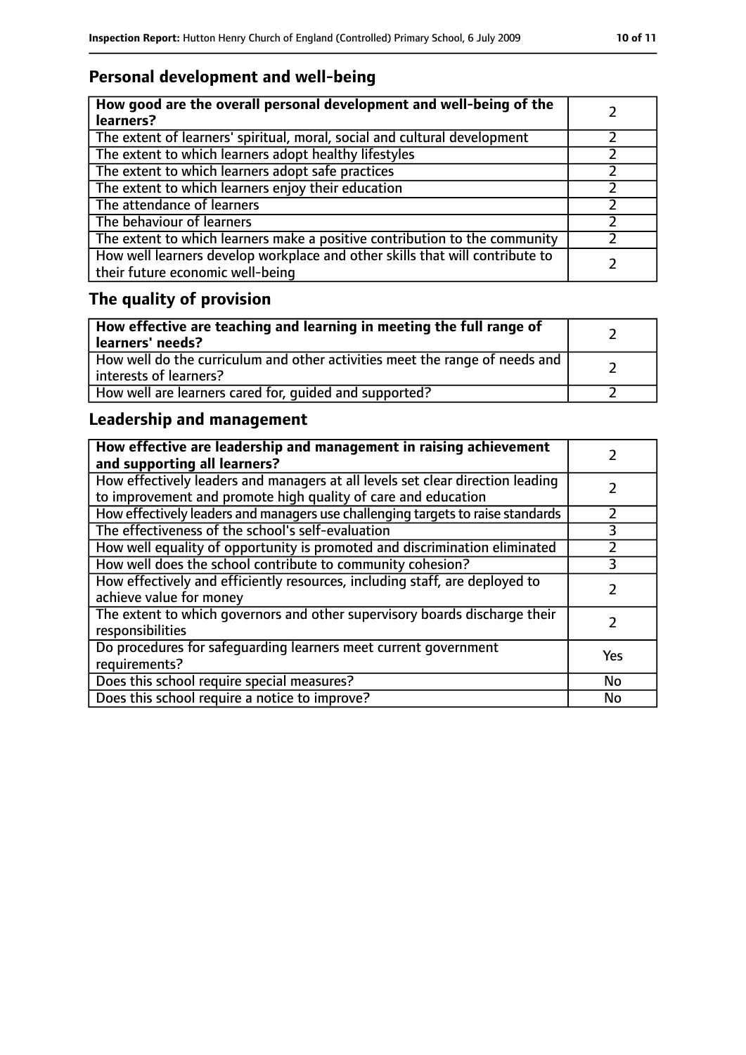## Personal development and well-being

| **How good are the overall personal development and well-being of the learners?** | 2 |
|---|---|
| The extent of learners' spiritual, moral, social and cultural development | 2 |
| The extent to which learners adopt healthy lifestyles | 2 |
| The extent to which learners adopt safe practices | 2 |
| The extent to which learners enjoy their education | 2 |
| The attendance of learners | 2 |
| The behaviour of learners | 2 |
| The extent to which learners make a positive contribution to the community | 2 |
| How well learners develop workplace and other skills that will contribute to their future economic well-being | 2 |

## The quality of provision

| **How effective are teaching and learning in meeting the full range of learners' needs?** | 2 |
|---|---|
| How well do the curriculum and other activities meet the range of needs and interests of learners? | 2 |
| How well are learners cared for, guided and supported? | 2 |

## Leadership and management

| **How effective are leadership and management in raising achievement and supporting all learners?** | 2 |
|---|---|
| How effectively leaders and managers at all levels set clear direction leading to improvement and promote high quality of care and education | 2 |
| How effectively leaders and managers use challenging targets to raise standards | 2 |
| The effectiveness of the school's self-evaluation | 3 |
| How well equality of opportunity is promoted and discrimination eliminated | 2 |
| How well does the school contribute to community cohesion? | 3 |
| How effectively and efficiently resources, including staff, are deployed to achieve value for money | 2 |
| The extent to which governors and other supervisory boards discharge their responsibilities | 2 |
| Do procedures for safeguarding learners meet current government requirements? | Yes |
| Does this school require special measures? | No |
| Does this school require a notice to improve? | No |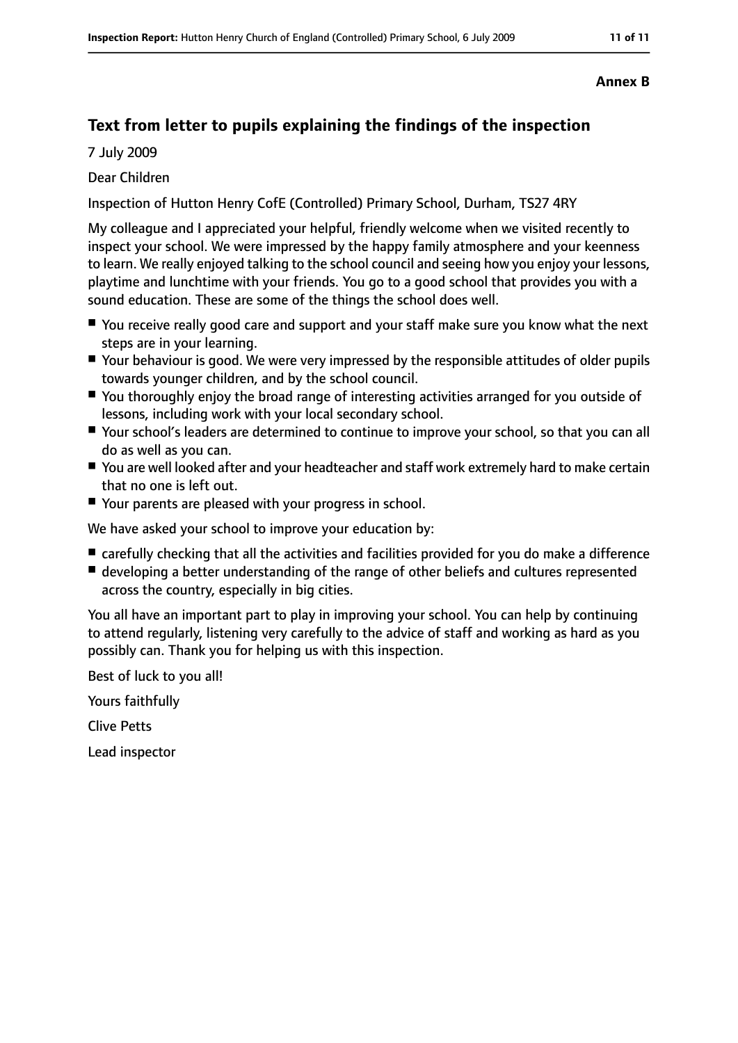**Annex B**

## Text from letter to pupils explaining the findings of the inspection

7 July 2009

Dear Children

Inspection of Hutton Henry CofE (Controlled) Primary School, Durham, TS27 4RY

My colleague and I appreciated your helpful, friendly welcome when we visited recently to inspect your school. We were impressed by the happy family atmosphere and your keenness to learn. We really enjoyed talking to the school council and seeing how you enjoy your lessons, playtime and lunchtime with your friends. You go to a good school that provides you with a sound education. These are some of the things the school does well.

- You receive really good care and support and your staff make sure you know what the next steps are in your learning.
- Your behaviour is good. We were very impressed by the responsible attitudes of older pupils towards younger children, and by the school council.
- You thoroughly enjoy the broad range of interesting activities arranged for you outside of lessons, including work with your local secondary school.
- Your school's leaders are determined to continue to improve your school, so that you can all do as well as you can.
- You are well looked after and your headteacher and staff work extremely hard to make certain that no one is left out.
- Your parents are pleased with your progress in school.

We have asked your school to improve your education by:

- carefully checking that all the activities and facilities provided for you do make a difference
- developing a better understanding of the range of other beliefs and cultures represented across the country, especially in big cities.

You all have an important part to play in improving your school. You can help by continuing to attend regularly, listening very carefully to the advice of staff and working as hard as you possibly can. Thank you for helping us with this inspection.

Best of luck to you all!

Yours faithfully

Clive Petts

Lead inspector